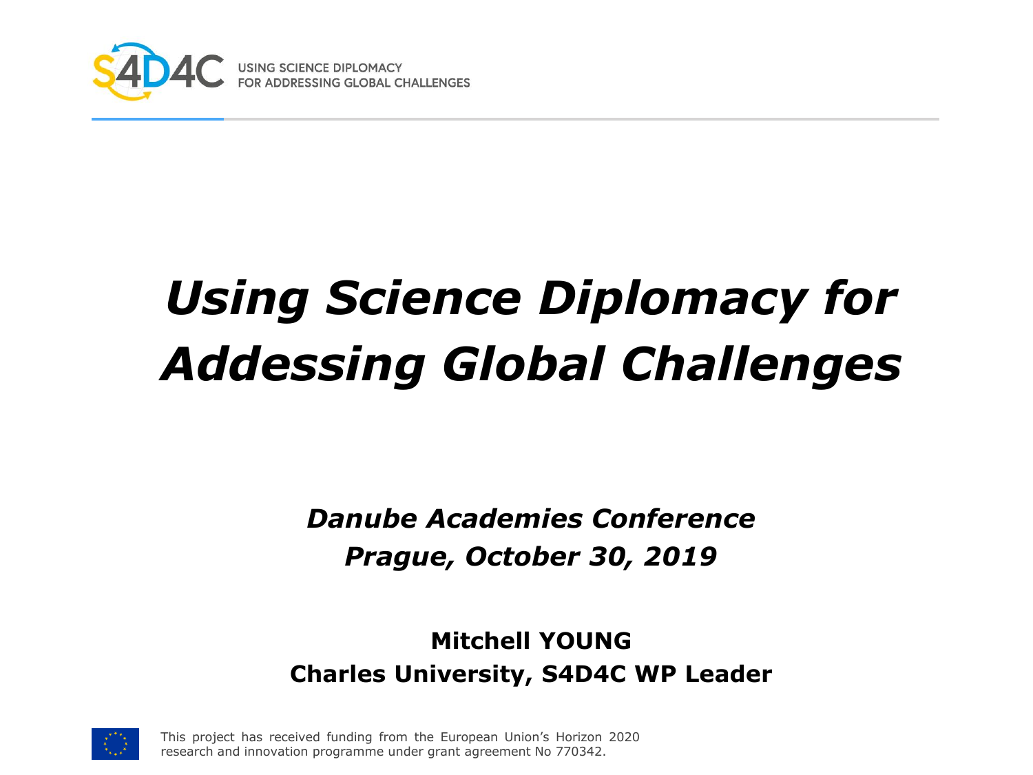S4D4C USING SCIENCE DIPLOMACY FOR ADDRESSING GLOBAL CHALLENGES

# *Using Science Diplomacy for Addessing Global Challenges*

***Danube Academies Conference***
***Prague, October 30, 2019***

**Mitchell YOUNG**
**Charles University, S4D4C WP Leader**

This project has received funding from the European Union's Horizon 2020 research and innovation programme under grant agreement No 770342.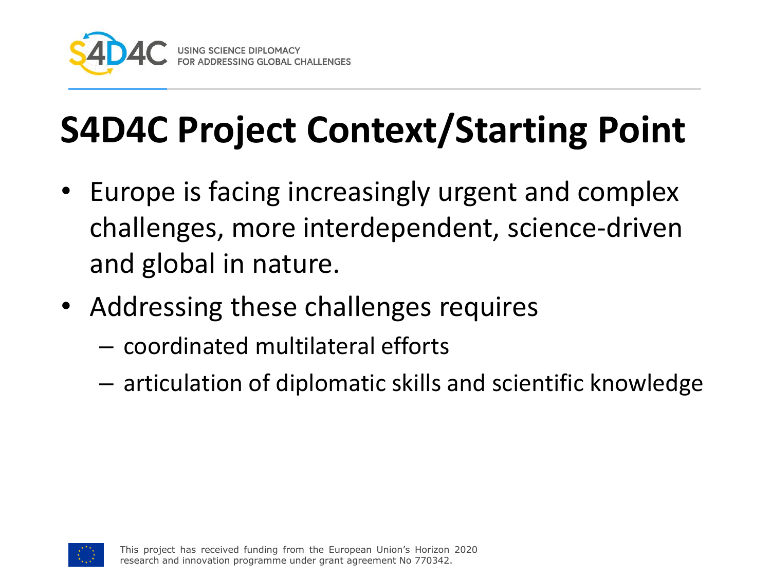# S4D4C Project Context/Starting Point

- Europe is facing increasingly urgent and complex challenges, more interdependent, science-driven and global in nature.
- Addressing these challenges requires
  - coordinated multilateral efforts
  - articulation of diplomatic skills and scientific knowledge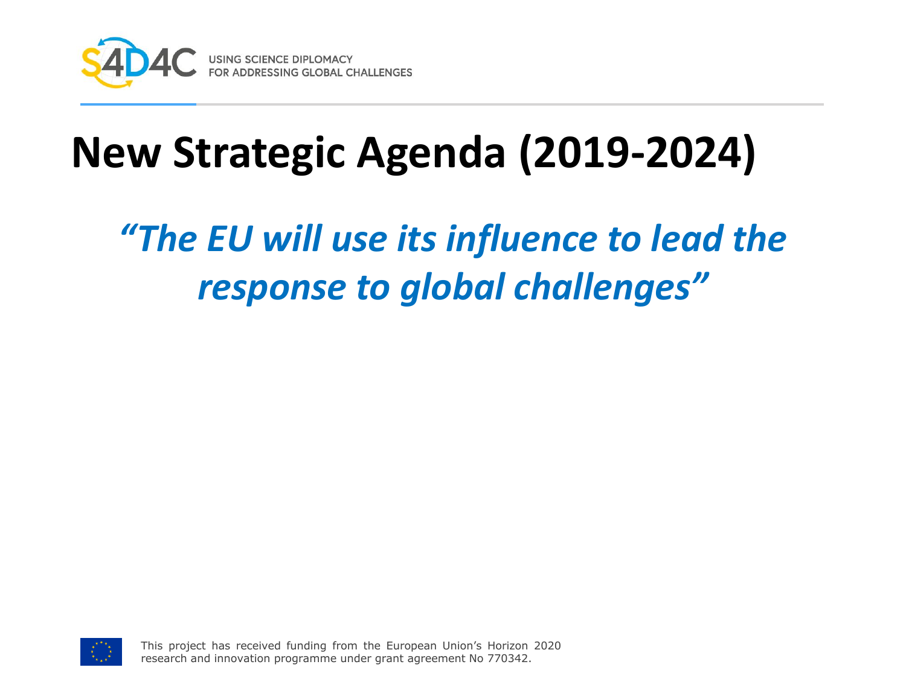# New Strategic Agenda (2019-2024)

*"The EU will use its influence to lead the response to global challenges"*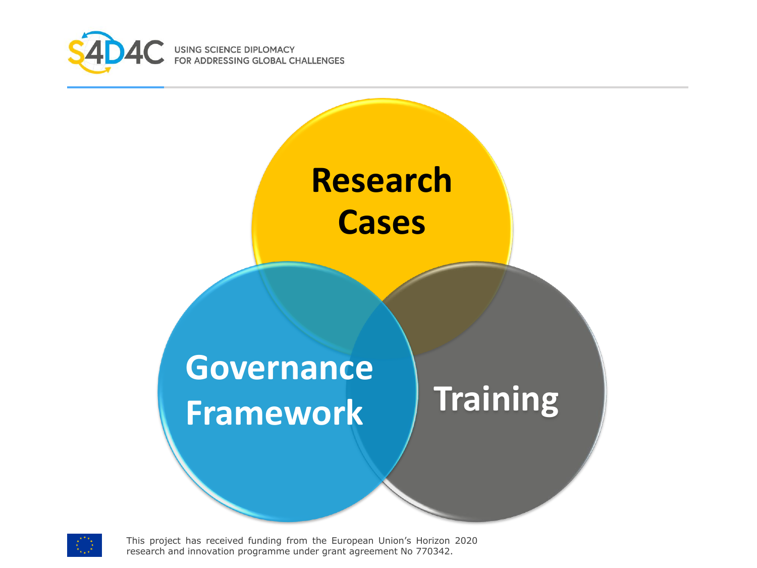Research Cases

Governance Framework

Training

This project has received funding from the European Union's Horizon 2020 research and innovation programme under grant agreement No 770342.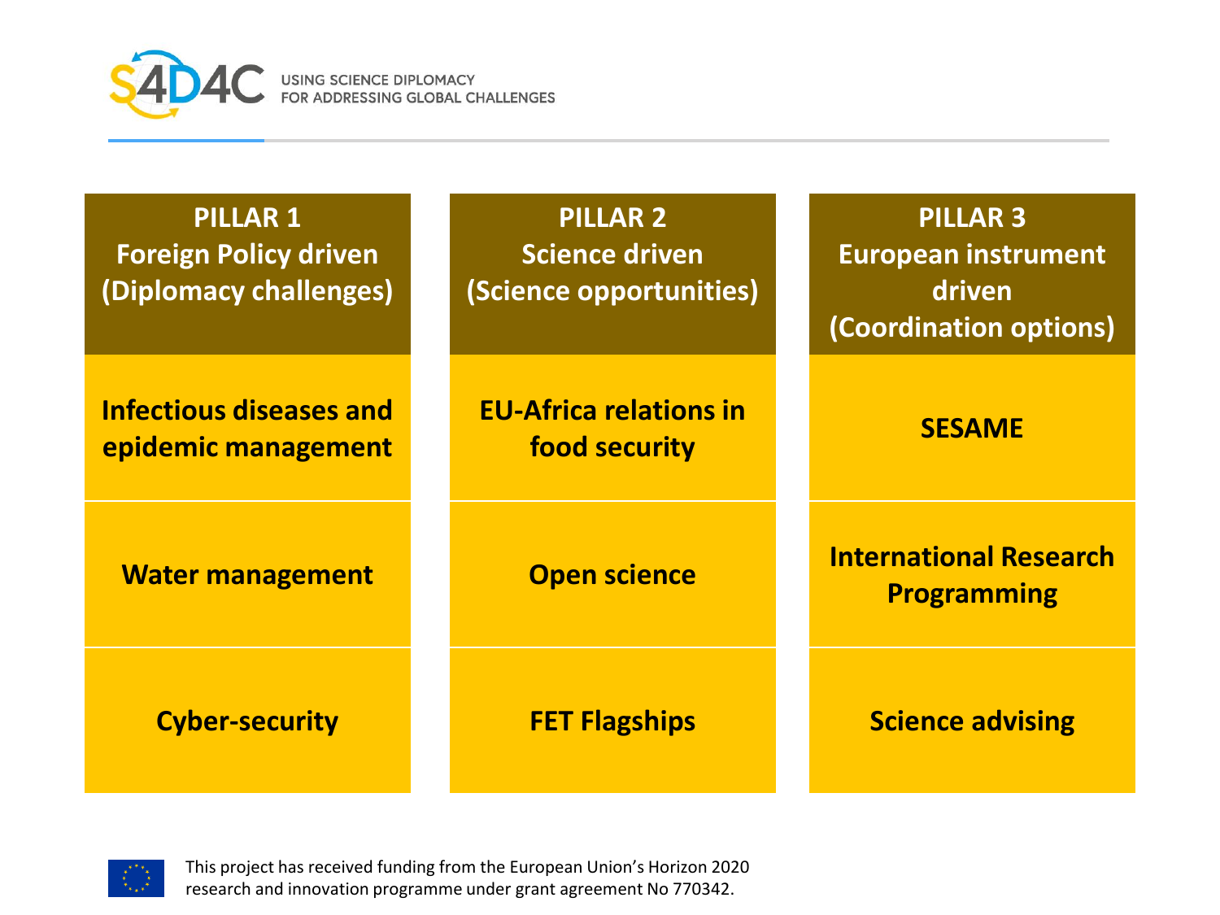| PILLAR 1<br>Foreign Policy driven<br>(Diplomacy challenges) | PILLAR 2<br>Science driven<br>(Science opportunities) | PILLAR 3<br>European instrument driven<br>(Coordination options) |
| --- | --- | --- |
| Infectious diseases and epidemic management | EU-Africa relations in food security | SESAME |
| Water management | Open science | International Research Programming |
| Cyber-security | FET Flagships | Science advising |

This project has received funding from the European Union's Horizon 2020 research and innovation programme under grant agreement No 770342.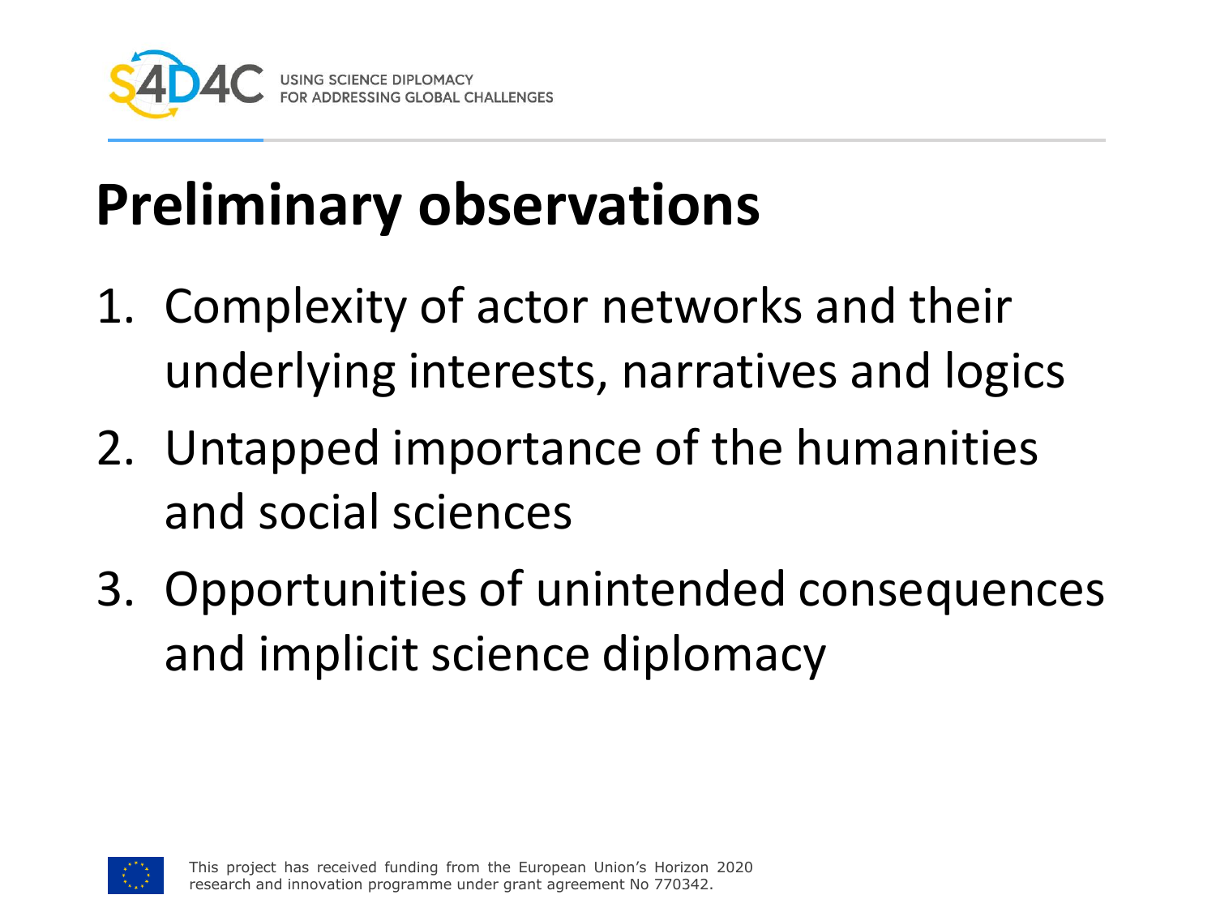# Preliminary observations

1. Complexity of actor networks and their underlying interests, narratives and logics
2. Untapped importance of the humanities and social sciences
3. Opportunities of unintended consequences and implicit science diplomacy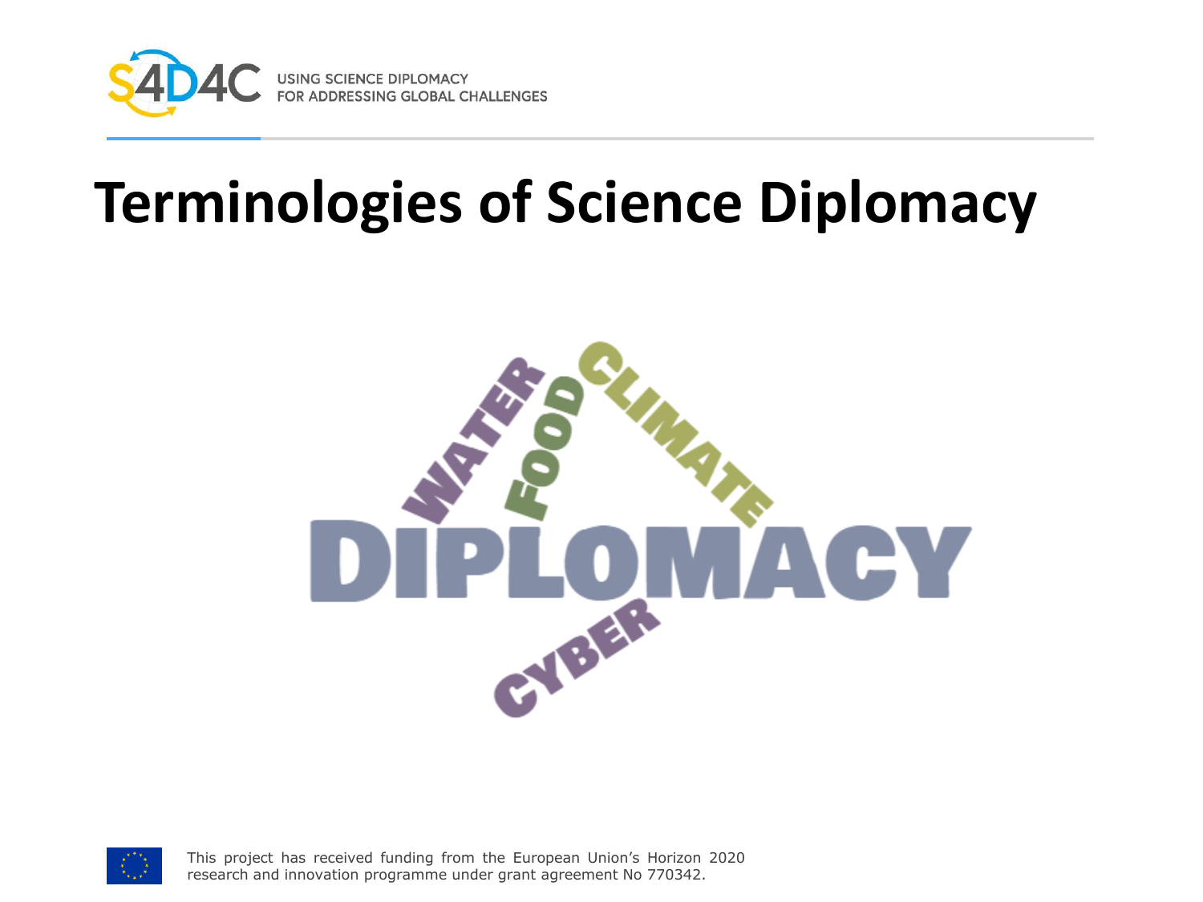# Terminologies of Science Diplomacy

WATER FOOD CLIMATE

DIPLOMACY

CYBER

This project has received funding from the European Union's Horizon 2020 research and innovation programme under grant agreement No 770342.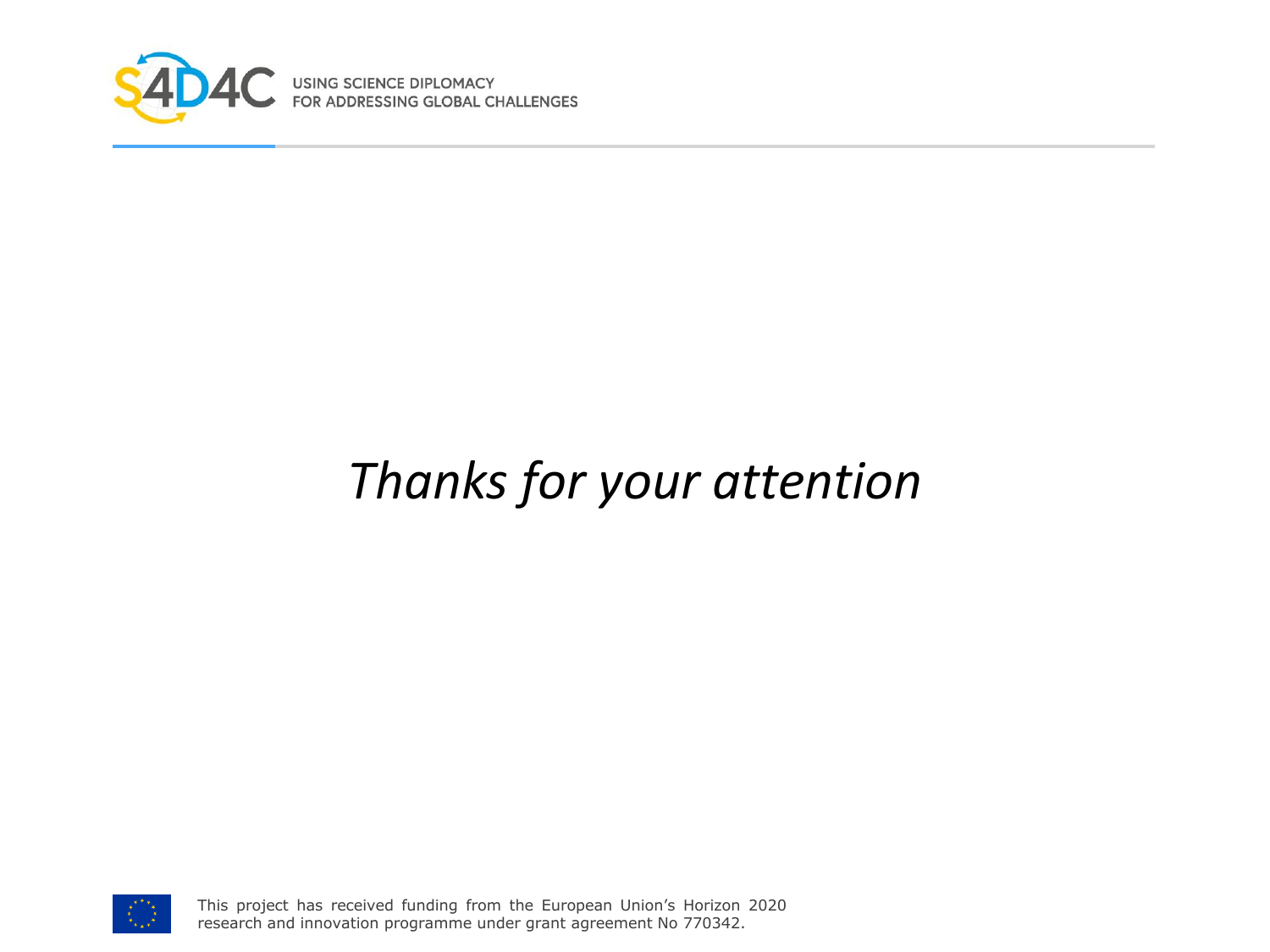USING SCIENCE DIPLOMACY FOR ADDRESSING GLOBAL CHALLENGES

*Thanks for your attention*

This project has received funding from the European Union's Horizon 2020 research and innovation programme under grant agreement No 770342.